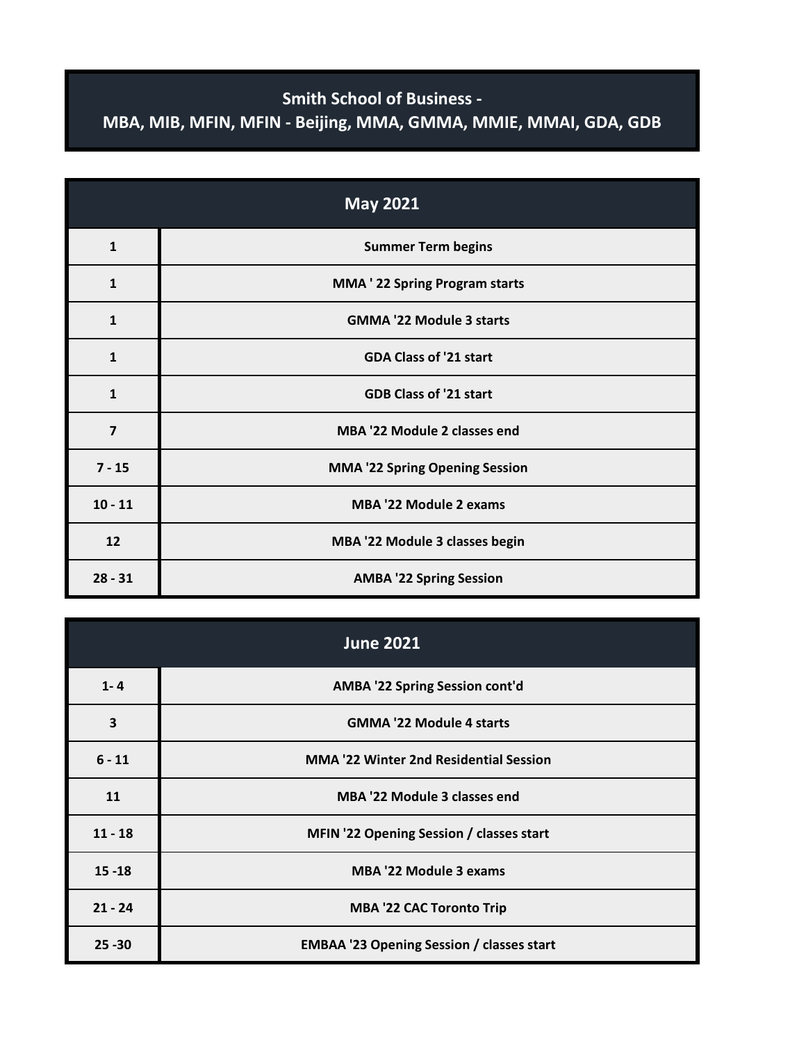# Smith School of Business -
# MBA, MIB, MFIN, MFIN - Beijing, MMA, GMMA, MMIE, MMAI, GDA, GDB

| May 2021 | |
|---|---|
| 1 | Summer Term begins |
| 1 | MMA ' 22 Spring Program starts |
| 1 | GMMA '22 Module 3 starts |
| 1 | GDA Class of '21 start |
| 1 | GDB Class of '21 start |
| 7 | MBA '22 Module 2 classes end |
| 7 - 15 | MMA '22 Spring Opening Session |
| 10 - 11 | MBA '22 Module 2 exams |
| 12 | MBA '22 Module 3 classes begin |
| 28 - 31 | AMBA '22 Spring Session |

| June 2021 | |
|---|---|
| 1- 4 | AMBA '22 Spring Session cont'd |
| 3 | GMMA '22 Module 4 starts |
| 6 - 11 | MMA '22 Winter 2nd Residential Session |
| 11 | MBA '22 Module 3 classes end |
| 11 - 18 | MFIN '22 Opening Session / classes start |
| 15 -18 | MBA '22 Module 3 exams |
| 21 - 24 | MBA '22 CAC Toronto Trip |
| 25 -30 | EMBAA '23 Opening Session / classes start |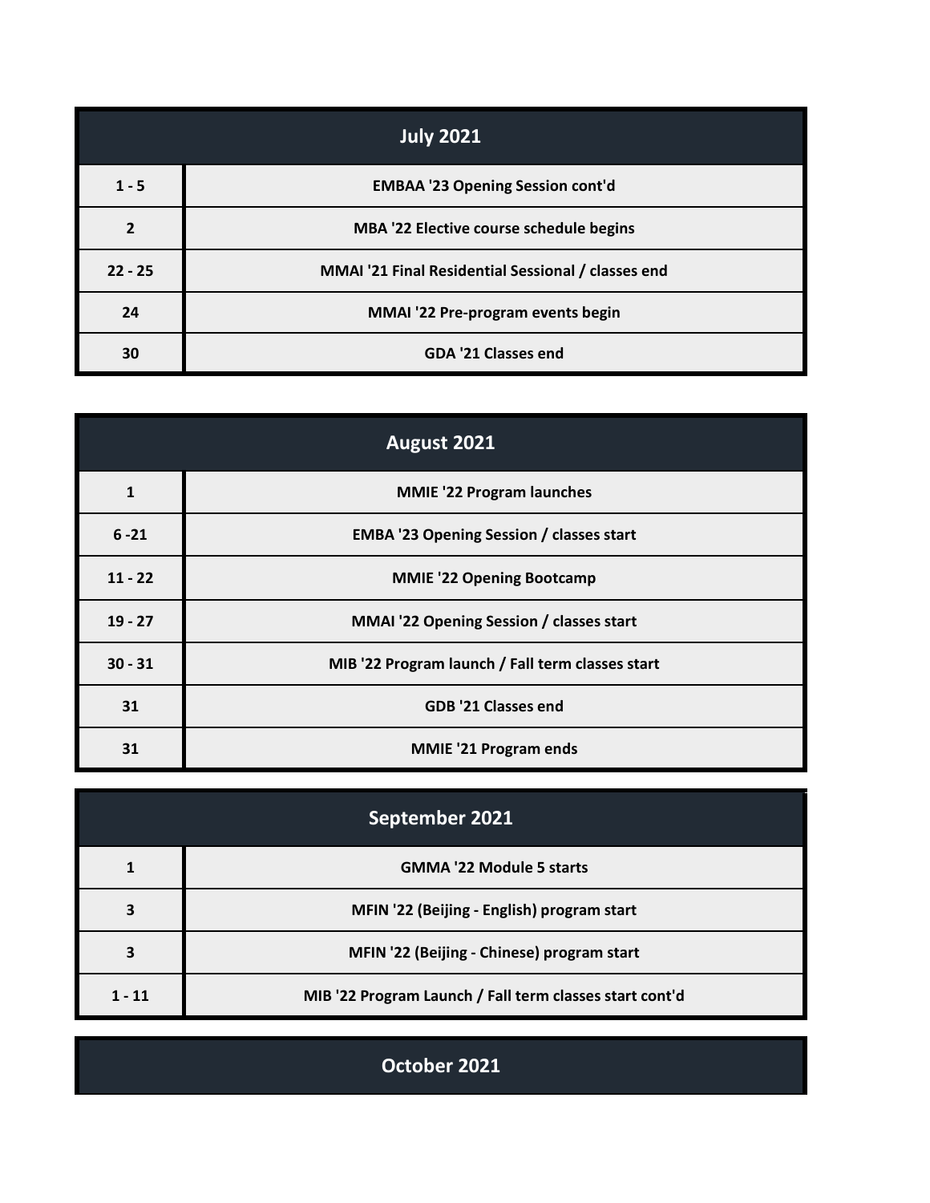| July 2021 | |
|---|---|
| 1 - 5 | EMBAA '23 Opening Session cont'd |
| 2 | MBA '22 Elective course schedule begins |
| 22 - 25 | MMAI '21 Final Residential Sessional / classes end |
| 24 | MMAI '22 Pre-program events begin |
| 30 | GDA '21 Classes end |

| August 2021 | |
|---|---|
| 1 | MMIE '22 Program launches |
| 6 -21 | EMBA '23 Opening Session / classes start |
| 11 - 22 | MMIE '22 Opening Bootcamp |
| 19 - 27 | MMAI '22 Opening Session / classes start |
| 30 - 31 | MIB '22 Program launch / Fall term classes start |
| 31 | GDB '21 Classes end |
| 31 | MMIE '21 Program ends |

| September 2021 | |
|---|---|
| 1 | GMMA '22 Module 5 starts |
| 3 | MFIN '22 (Beijing - English) program start |
| 3 | MFIN '22 (Beijing - Chinese) program start |
| 1 - 11 | MIB '22 Program Launch / Fall term classes start cont'd |

| October 2021 | |
|---|---|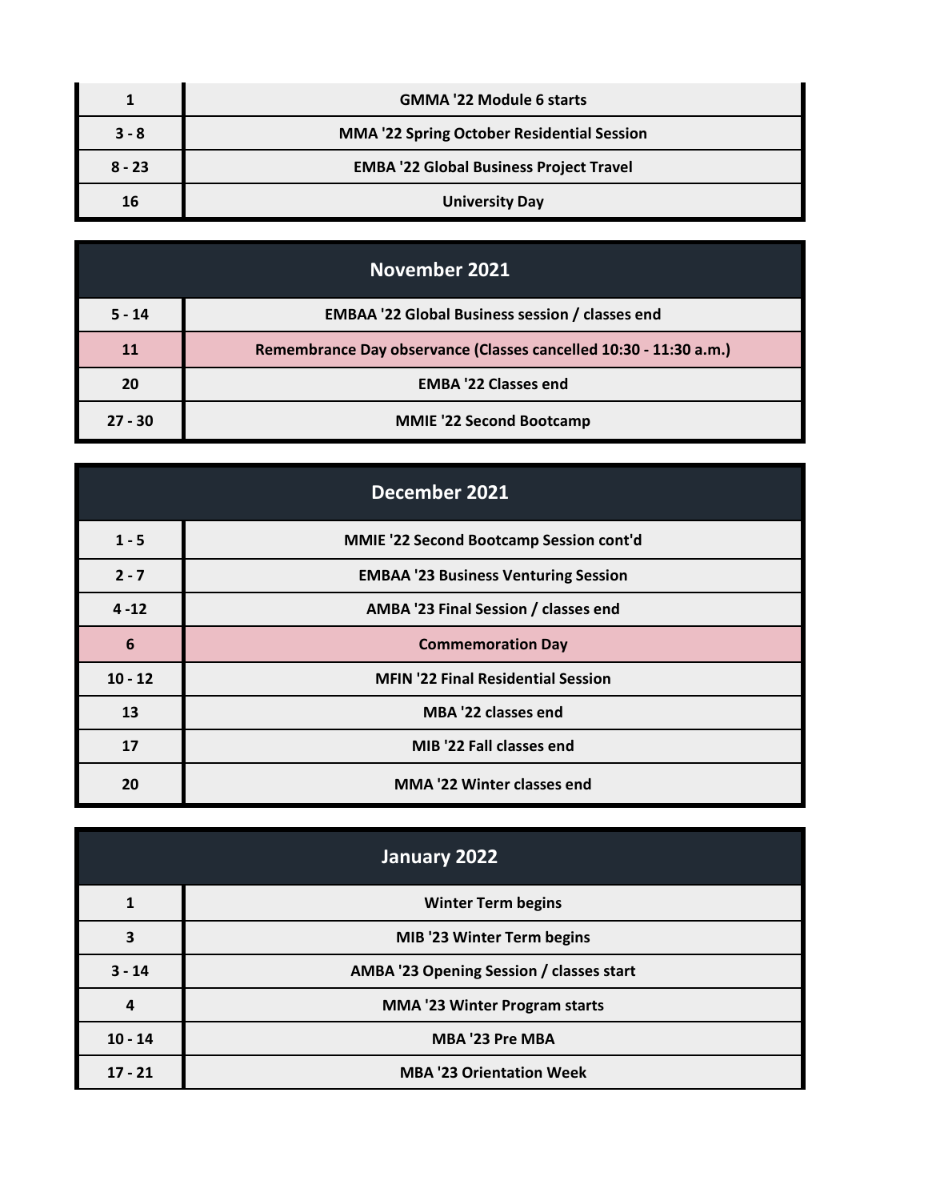| | |
|---|---|
| 1 | GMMA '22 Module 6 starts |
| 3 - 8 | MMA '22 Spring October Residential Session |
| 8 - 23 | EMBA '22 Global Business Project Travel |
| 16 | University Day |

## November 2021

| | |
|---|---|
| 5 - 14 | EMBAA '22 Global Business session / classes end |
| 11 | Remembrance Day observance (Classes cancelled 10:30 - 11:30 a.m.) |
| 20 | EMBA '22 Classes end |
| 27 - 30 | MMIE '22 Second Bootcamp |

## December 2021

| | |
|---|---|
| 1 - 5 | MMIE '22 Second Bootcamp Session cont'd |
| 2 - 7 | EMBAA '23 Business Venturing Session |
| 4 -12 | AMBA '23 Final Session / classes end |
| 6 | Commemoration Day |
| 10 - 12 | MFIN '22 Final Residential Session |
| 13 | MBA '22 classes end |
| 17 | MIB '22 Fall classes end |
| 20 | MMA '22 Winter classes end |

## January 2022

| | |
|---|---|
| 1 | Winter Term begins |
| 3 | MIB '23 Winter Term begins |
| 3 - 14 | AMBA '23 Opening Session / classes start |
| 4 | MMA '23 Winter Program starts |
| 10 - 14 | MBA '23 Pre MBA |
| 17 - 21 | MBA '23 Orientation Week |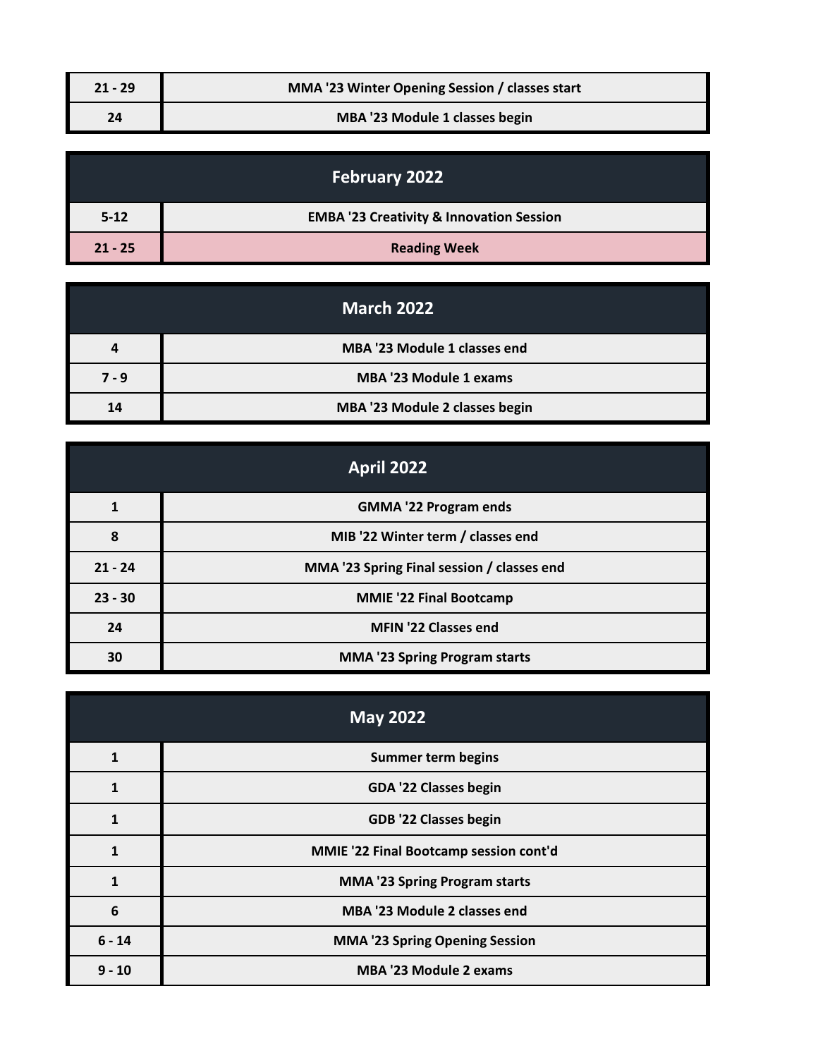| | |
|---|---|
| 21 - 29 | MMA '23 Winter Opening Session / classes start |
| 24 | MBA '23 Module 1 classes begin |

| February 2022 | |
|---|---|
| 5-12 | EMBA '23 Creativity & Innovation Session |
| 21 - 25 | Reading Week |

| March 2022 | |
|---|---|
| 4 | MBA '23 Module 1 classes end |
| 7 - 9 | MBA '23 Module 1 exams |
| 14 | MBA '23 Module 2 classes begin |

| April 2022 | |
|---|---|
| 1 | GMMA '22 Program ends |
| 8 | MIB '22 Winter term / classes end |
| 21 - 24 | MMA '23 Spring Final session / classes end |
| 23 - 30 | MMIE '22 Final Bootcamp |
| 24 | MFIN '22 Classes end |
| 30 | MMA '23 Spring Program starts |

| May 2022 | |
|---|---|
| 1 | Summer term begins |
| 1 | GDA '22 Classes begin |
| 1 | GDB '22 Classes begin |
| 1 | MMIE '22 Final Bootcamp session cont'd |
| 1 | MMA '23 Spring Program starts |
| 6 | MBA '23 Module 2 classes end |
| 6 - 14 | MMA '23 Spring Opening Session |
| 9 - 10 | MBA '23 Module 2 exams |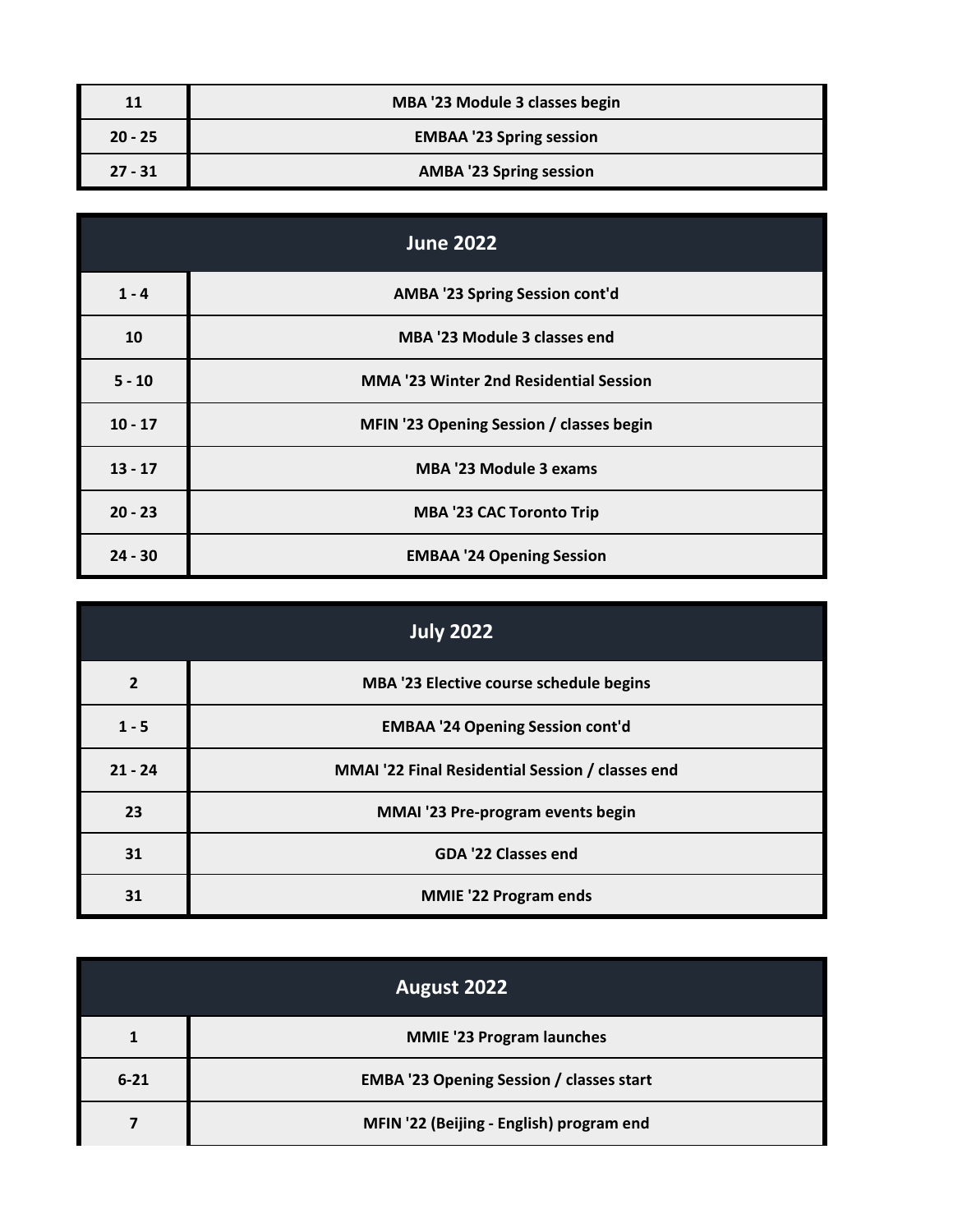| | |
|---|---|
| 11 | MBA '23 Module 3 classes begin |
| 20 - 25 | EMBAA '23 Spring session |
| 27 - 31 | AMBA '23 Spring session |

| June 2022 | |
|---|---|
| 1 - 4 | AMBA '23 Spring Session cont'd |
| 10 | MBA '23 Module 3 classes end |
| 5 - 10 | MMA '23 Winter 2nd Residential Session |
| 10 - 17 | MFIN '23 Opening Session / classes begin |
| 13 - 17 | MBA '23 Module 3 exams |
| 20 - 23 | MBA '23 CAC Toronto Trip |
| 24 - 30 | EMBAA '24 Opening Session |

| July 2022 | |
|---|---|
| 2 | MBA '23 Elective course schedule begins |
| 1 - 5 | EMBAA '24 Opening Session cont'd |
| 21 - 24 | MMAI '22 Final Residential Session / classes end |
| 23 | MMAI '23 Pre-program events begin |
| 31 | GDA '22 Classes end |
| 31 | MMIE '22 Program ends |

| August 2022 | |
|---|---|
| 1 | MMIE '23 Program launches |
| 6-21 | EMBA '23 Opening Session / classes start |
| 7 | MFIN '22 (Beijing - English) program end |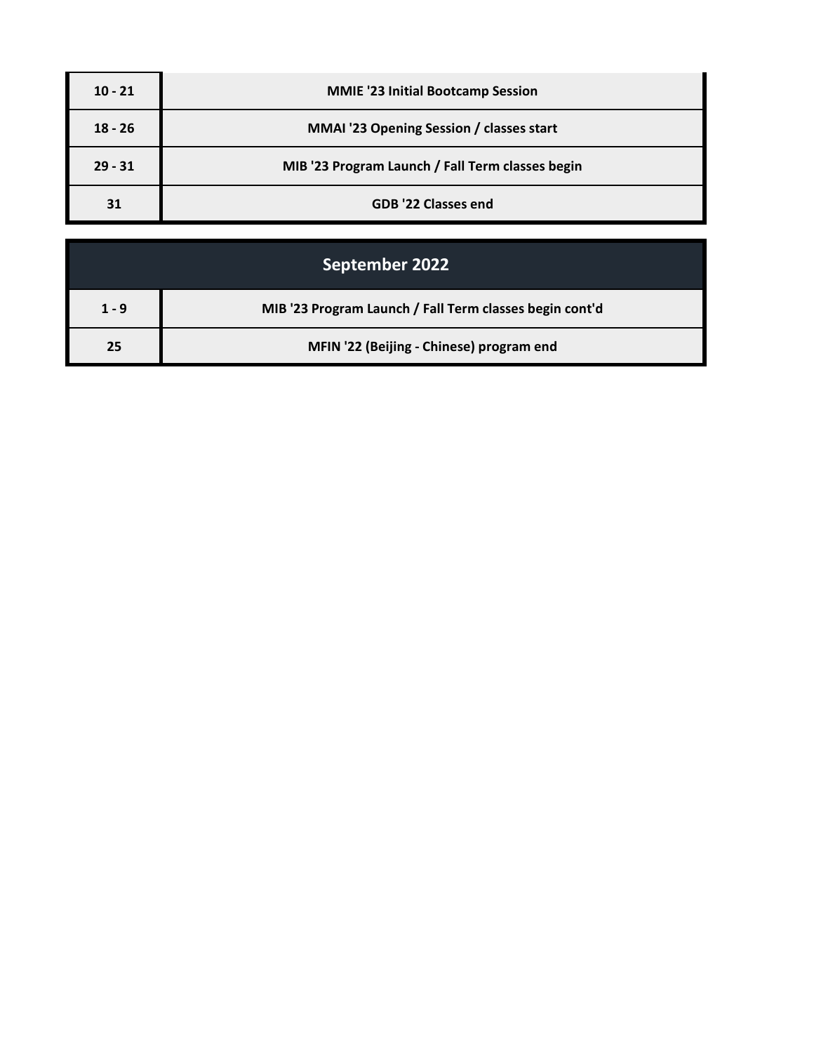| | |
|---|---|
| **10 - 21** | **MMIE '23 Initial Bootcamp Session** |
| **18 - 26** | **MMAI '23 Opening Session / classes start** |
| **29 - 31** | **MIB '23 Program Launch / Fall Term classes begin** |
| **31** | **GDB '22 Classes end** |

| **September 2022** | |
|---|---|
| **1 - 9** | **MIB '23 Program Launch / Fall Term classes begin cont'd** |
| **25** | **MFIN '22 (Beijing - Chinese) program end** |